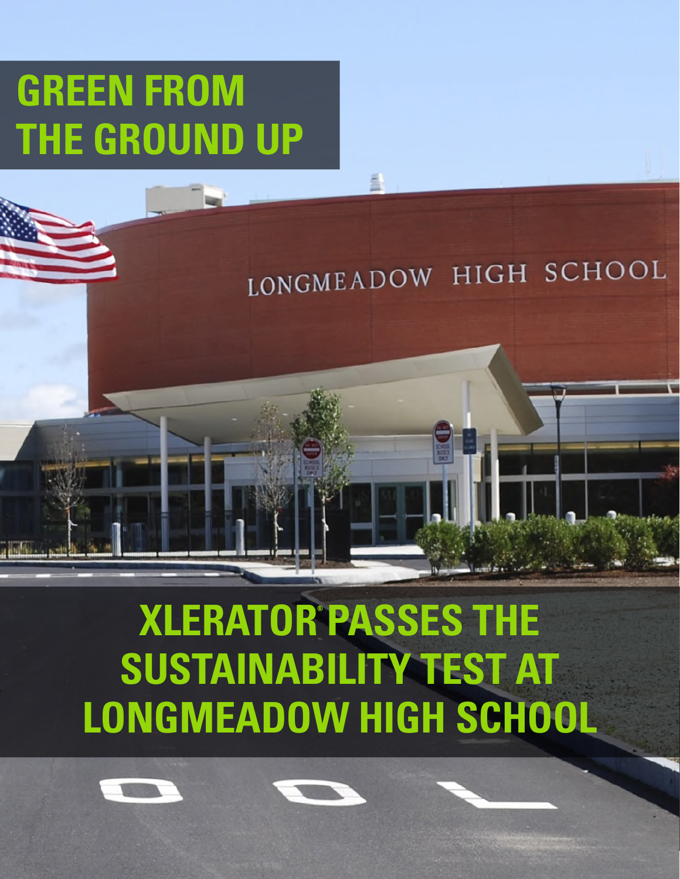# GREEN FROM THE GROUND UP

# XLERATOR® PASSES THE SUSTAINABILITY TEST AT LONGMEADOW HIGH SCHOOL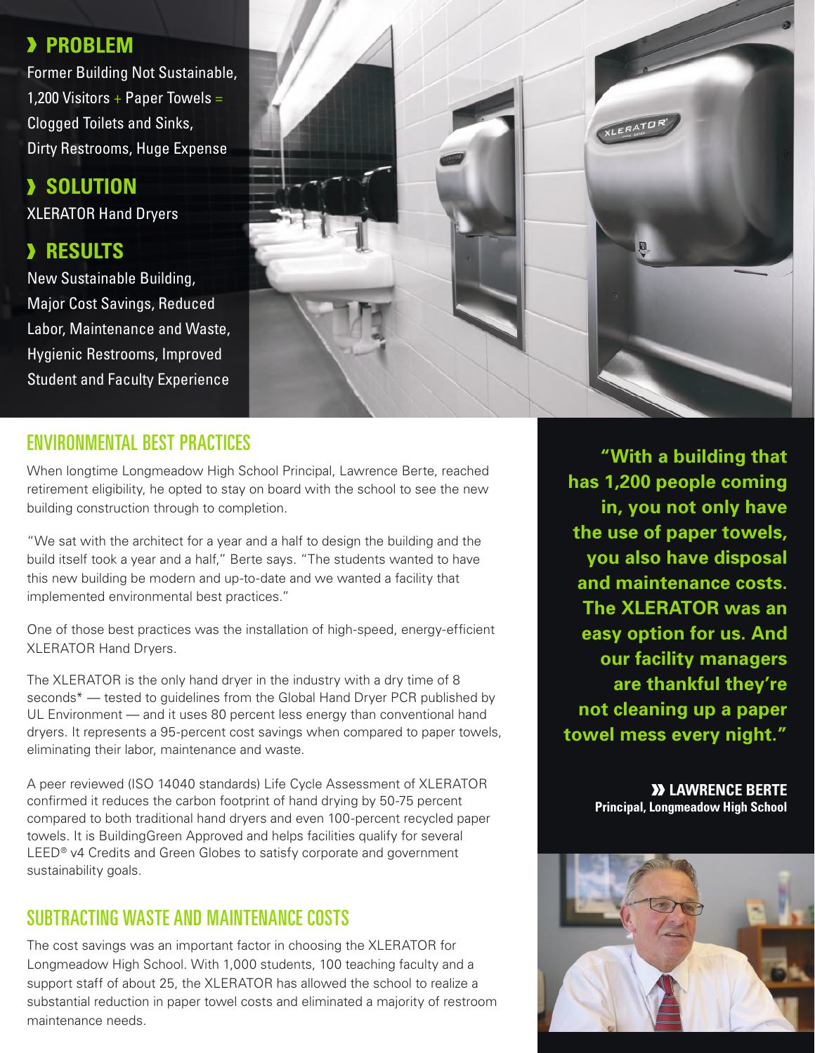## PROBLEM

Former Building Not Sustainable, 1,200 Visitors + Paper Towels = Clogged Toilets and Sinks, Dirty Restrooms, Huge Expense

## SOLUTION

XLERATOR Hand Dryers

## RESULTS

New Sustainable Building, Major Cost Savings, Reduced Labor, Maintenance and Waste, Hygienic Restrooms, Improved Student and Faculty Experience

## ENVIRONMENTAL BEST PRACTICES

When longtime Longmeadow High School Principal, Lawrence Berte, reached retirement eligibility, he opted to stay on board with the school to see the new building construction through to completion.

"We sat with the architect for a year and a half to design the building and the build itself took a year and a half," Berte says. "The students wanted to have this new building be modern and up-to-date and we wanted a facility that implemented environmental best practices."

One of those best practices was the installation of high-speed, energy-efficient XLERATOR Hand Dryers.

The XLERATOR is the only hand dryer in the industry with a dry time of 8 seconds* — tested to guidelines from the Global Hand Dryer PCR published by UL Environment — and it uses 80 percent less energy than conventional hand dryers. It represents a 95-percent cost savings when compared to paper towels, eliminating their labor, maintenance and waste.

A peer reviewed (ISO 14040 standards) Life Cycle Assessment of XLERATOR confirmed it reduces the carbon footprint of hand drying by 50-75 percent compared to both traditional hand dryers and even 100-percent recycled paper towels. It is BuildingGreen Approved and helps facilities qualify for several LEED® v4 Credits and Green Globes to satisfy corporate and government sustainability goals.

## SUBTRACTING WASTE AND MAINTENANCE COSTS

The cost savings was an important factor in choosing the XLERATOR for Longmeadow High School. With 1,000 students, 100 teaching faculty and a support staff of about 25, the XLERATOR has allowed the school to realize a substantial reduction in paper towel costs and eliminated a majority of restroom maintenance needs.

**"With a building that has 1,200 people coming in, you not only have the use of paper towels, you also have disposal and maintenance costs. The XLERATOR was an easy option for us. And our facility managers are thankful they're not cleaning up a paper towel mess every night."**

**›› LAWRENCE BERTE**
**Principal, Longmeadow High School**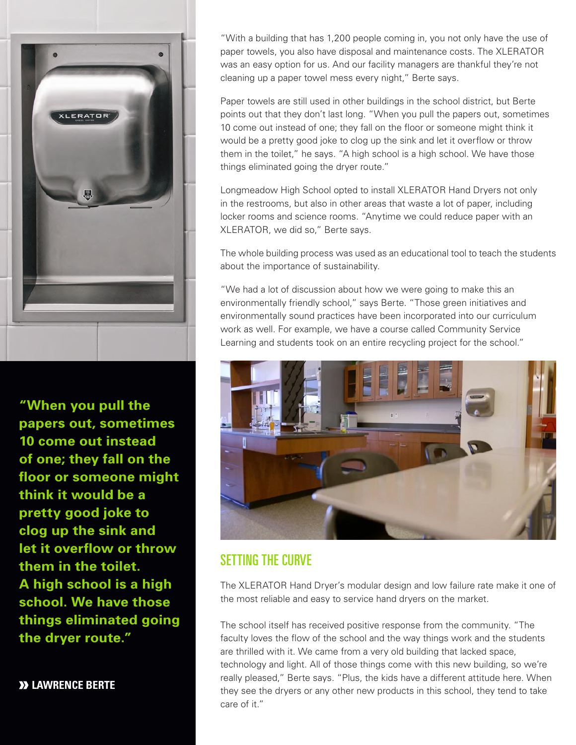"With a building that has 1,200 people coming in, you not only have the use of paper towels, you also have disposal and maintenance costs. The XLERATOR was an easy option for us. And our facility managers are thankful they're not cleaning up a paper towel mess every night," Berte says.

Paper towels are still used in other buildings in the school district, but Berte points out that they don't last long. "When you pull the papers out, sometimes 10 come out instead of one; they fall on the floor or someone might think it would be a pretty good joke to clog up the sink and let it overflow or throw them in the toilet," he says. "A high school is a high school. We have those things eliminated going the dryer route."

Longmeadow High School opted to install XLERATOR Hand Dryers not only in the restrooms, but also in other areas that waste a lot of paper, including locker rooms and science rooms. "Anytime we could reduce paper with an XLERATOR, we did so," Berte says.

The whole building process was used as an educational tool to teach the students about the importance of sustainability.

"We had a lot of discussion about how we were going to make this an environmentally friendly school," says Berte. "Those green initiatives and environmentally sound practices have been incorporated into our curriculum work as well. For example, we have a course called Community Service Learning and students took on an entire recycling project for the school."

**"When you pull the papers out, sometimes 10 come out instead of one; they fall on the floor or someone might think it would be a pretty good joke to clog up the sink and let it overflow or throw them in the toilet. A high school is a high school. We have those things eliminated going the dryer route."**

**» LAWRENCE BERTE**

## SETTING THE CURVE

The XLERATOR Hand Dryer's modular design and low failure rate make it one of the most reliable and easy to service hand dryers on the market.

The school itself has received positive response from the community. "The faculty loves the flow of the school and the way things work and the students are thrilled with it. We came from a very old building that lacked space, technology and light. All of those things come with this new building, so we're really pleased," Berte says. "Plus, the kids have a different attitude here. When they see the dryers or any other new products in this school, they tend to take care of it."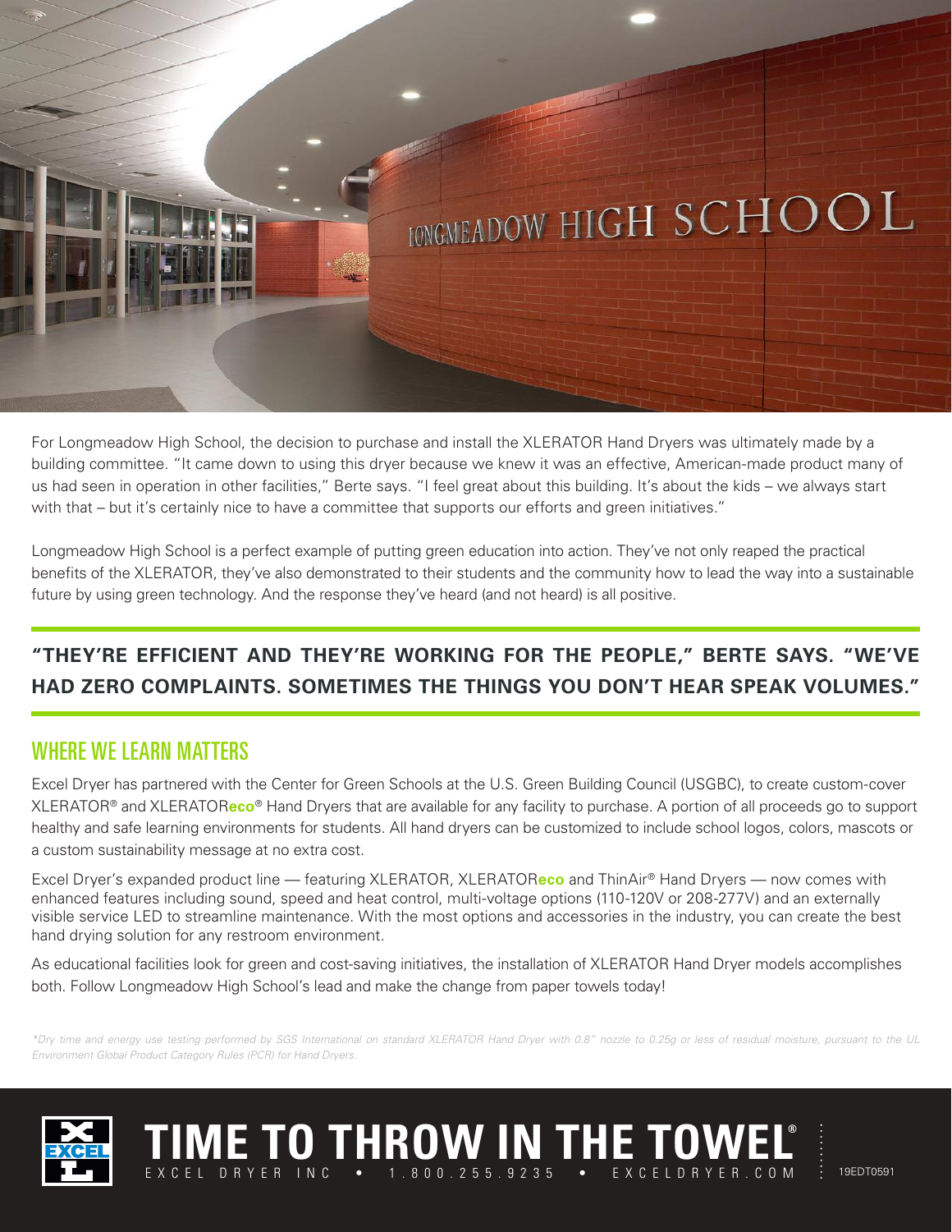For Longmeadow High School, the decision to purchase and install the XLERATOR Hand Dryers was ultimately made by a building committee. "It came down to using this dryer because we knew it was an effective, American-made product many of us had seen in operation in other facilities," Berte says. "I feel great about this building. It's about the kids – we always start with that – but it's certainly nice to have a committee that supports our efforts and green initiatives."

Longmeadow High School is a perfect example of putting green education into action. They've not only reaped the practical benefits of the XLERATOR, they've also demonstrated to their students and the community how to lead the way into a sustainable future by using green technology. And the response they've heard (and not heard) is all positive.

**"THEY'RE EFFICIENT AND THEY'RE WORKING FOR THE PEOPLE," BERTE SAYS. "WE'VE HAD ZERO COMPLAINTS. SOMETIMES THE THINGS YOU DON'T HEAR SPEAK VOLUMES."**

## WHERE WE LEARN MATTERS

Excel Dryer has partnered with the Center for Green Schools at the U.S. Green Building Council (USGBC), to create custom-cover XLERATOR® and XLERATOR**eco**® Hand Dryers that are available for any facility to purchase. A portion of all proceeds go to support healthy and safe learning environments for students. All hand dryers can be customized to include school logos, colors, mascots or a custom sustainability message at no extra cost.

Excel Dryer's expanded product line — featuring XLERATOR, XLERATOR**eco** and ThinAir® Hand Dryers — now comes with enhanced features including sound, speed and heat control, multi-voltage options (110-120V or 208-277V) and an externally visible service LED to streamline maintenance. With the most options and accessories in the industry, you can create the best hand drying solution for any restroom environment.

As educational facilities look for green and cost-saving initiatives, the installation of XLERATOR Hand Dryer models accomplishes both. Follow Longmeadow High School's lead and make the change from paper towels today!

*\*Dry time and energy use testing performed by SGS International on standard XLERATOR Hand Dryer with 0.8" nozzle to 0.25g or less of residual moisture, pursuant to the UL Environment Global Product Category Rules (PCR) for Hand Dryers.*

**TIME TO THROW IN THE TOWEL®**

EXCEL DRYER INC • 1.800.255.9235 • EXCELDRYER.COM

19EDT0591